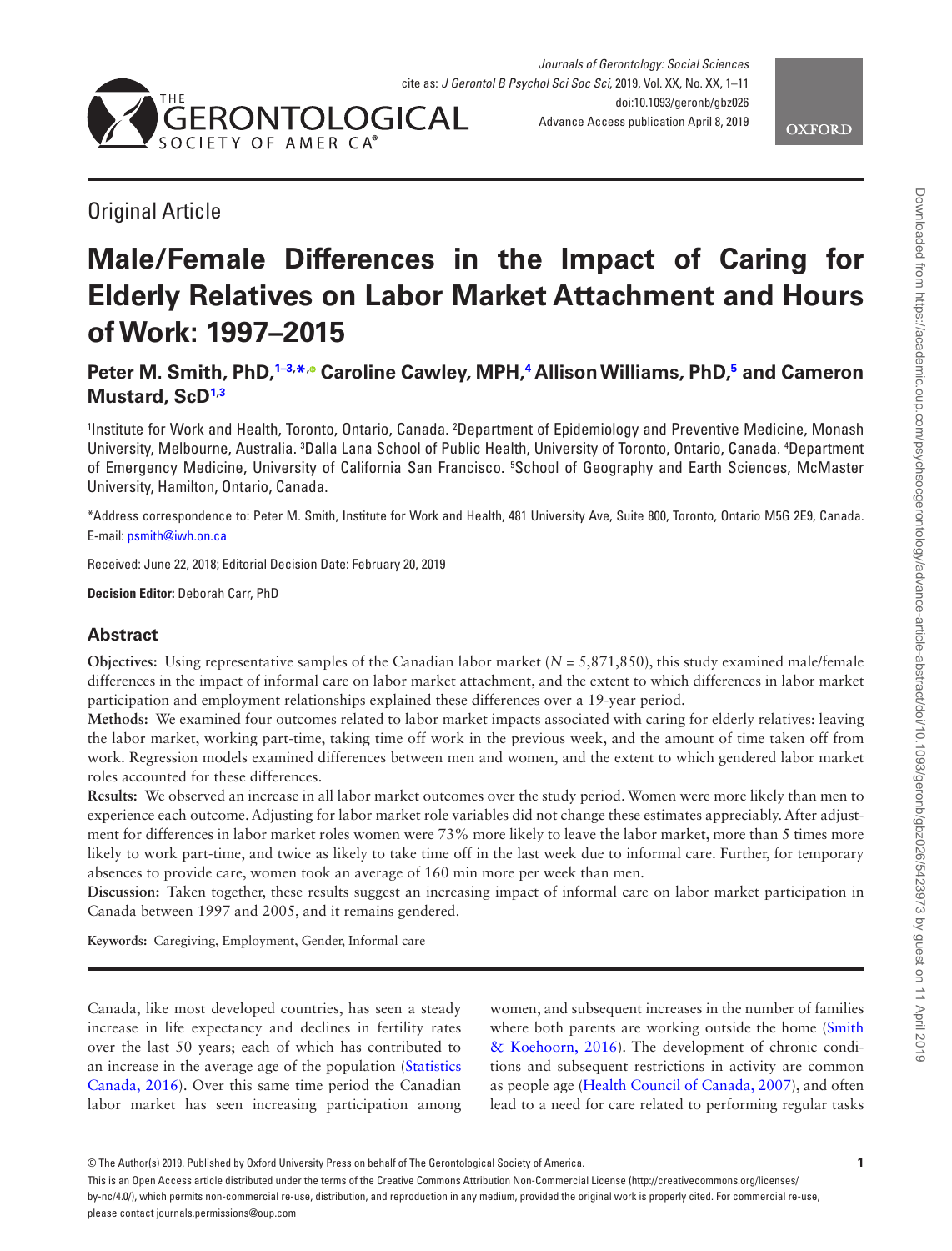Original Article

# Male/Female Differences in the Impact of Caring for Elderly Relatives on Labor Market Attachment and Hours of Work: 1997–2015

**Peter M. Smith, PhD,[1–3,*] Caroline Cawley, MPH,[4] Allison Williams, PhD,[5] and Cameron Mustard, ScD[1,3]**

[1]Institute for Work and Health, Toronto, Ontario, Canada. [2]Department of Epidemiology and Preventive Medicine, Monash University, Melbourne, Australia. [3]Dalla Lana School of Public Health, University of Toronto, Ontario, Canada. [4]Department of Emergency Medicine, University of California San Francisco. [5]School of Geography and Earth Sciences, McMaster University, Hamilton, Ontario, Canada.

*Address correspondence to: Peter M. Smith, Institute for Work and Health, 481 University Ave, Suite 800, Toronto, Ontario M5G 2E9, Canada. E-mail: psmith@iwh.on.ca

Received: June 22, 2018; Editorial Decision Date: February 20, 2019

**Decision Editor:** Deborah Carr, PhD

## Abstract

**Objectives:** Using representative samples of the Canadian labor market (*N* = 5,871,850), this study examined male/female differences in the impact of informal care on labor market attachment, and the extent to which differences in labor market participation and employment relationships explained these differences over a 19-year period.

**Methods:** We examined four outcomes related to labor market impacts associated with caring for elderly relatives: leaving the labor market, working part-time, taking time off work in the previous week, and the amount of time taken off from work. Regression models examined differences between men and women, and the extent to which gendered labor market roles accounted for these differences.

**Results:** We observed an increase in all labor market outcomes over the study period. Women were more likely than men to experience each outcome. Adjusting for labor market role variables did not change these estimates appreciably. After adjustment for differences in labor market roles women were 73% more likely to leave the labor market, more than 5 times more likely to work part-time, and twice as likely to take time off in the last week due to informal care. Further, for temporary absences to provide care, women took an average of 160 min more per week than men.

**Discussion:** Taken together, these results suggest an increasing impact of informal care on labor market participation in Canada between 1997 and 2005, and it remains gendered.

**Keywords:** Caregiving, Employment, Gender, Informal care

Canada, like most developed countries, has seen a steady increase in life expectancy and declines in fertility rates over the last 50 years; each of which has contributed to an increase in the average age of the population (Statistics Canada, 2016). Over this same time period the Canadian labor market has seen increasing participation among women, and subsequent increases in the number of families where both parents are working outside the home (Smith & Koehoorn, 2016). The development of chronic conditions and subsequent restrictions in activity are common as people age (Health Council of Canada, 2007), and often lead to a need for care related to performing regular tasks

© The Author(s) 2019. Published by Oxford University Press on behalf of The Gerontological Society of America.

This is an Open Access article distributed under the terms of the Creative Commons Attribution Non-Commercial License (http://creativecommons.org/licenses/by-nc/4.0/), which permits non-commercial re-use, distribution, and reproduction in any medium, provided the original work is properly cited. For commercial re-use, please contact journals.permissions@oup.com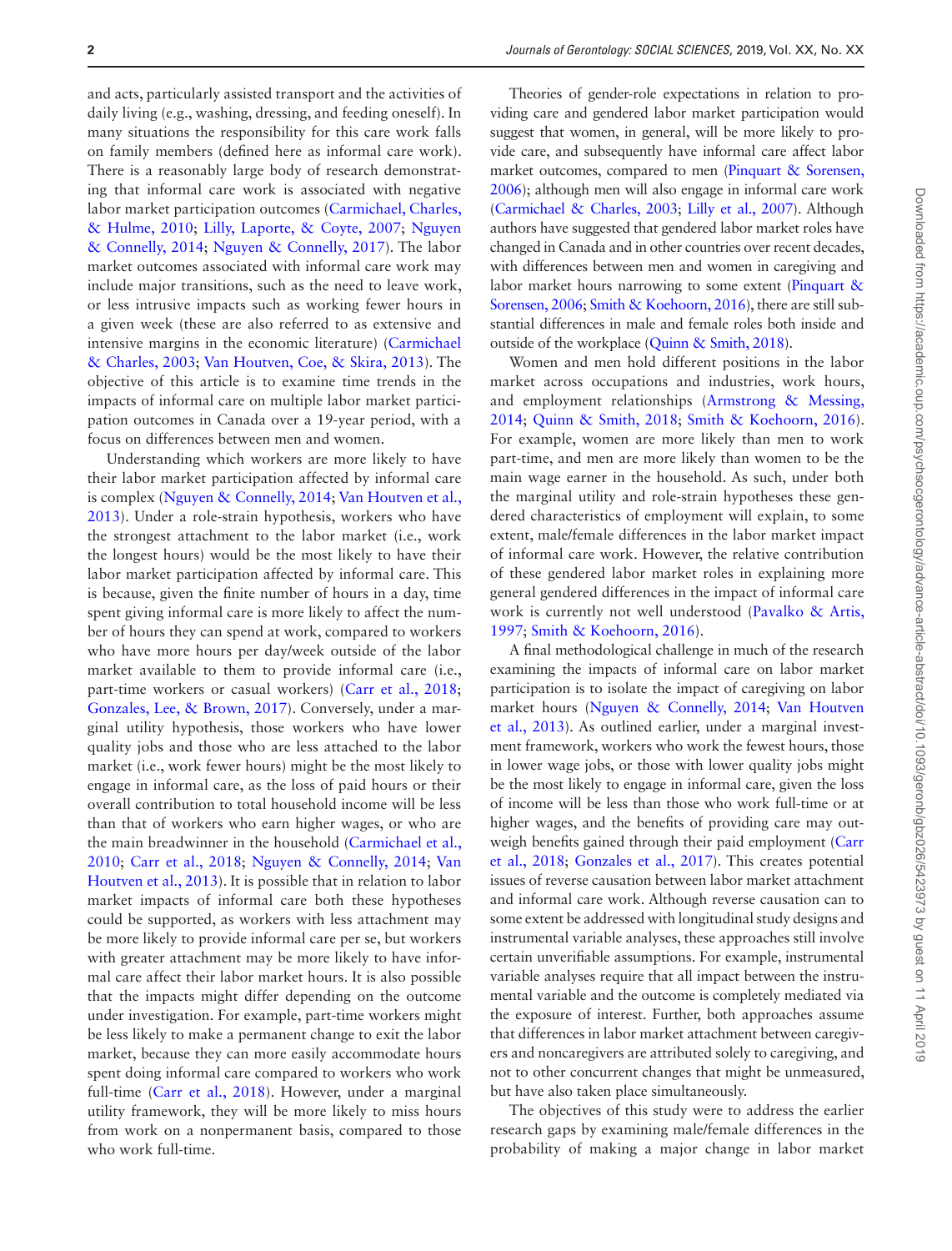and acts, particularly assisted transport and the activities of daily living (e.g., washing, dressing, and feeding oneself). In many situations the responsibility for this care work falls on family members (defined here as informal care work). There is a reasonably large body of research demonstrating that informal care work is associated with negative labor market participation outcomes (Carmichael, Charles, & Hulme, 2010; Lilly, Laporte, & Coyte, 2007; Nguyen & Connelly, 2014; Nguyen & Connelly, 2017). The labor market outcomes associated with informal care work may include major transitions, such as the need to leave work, or less intrusive impacts such as working fewer hours in a given week (these are also referred to as extensive and intensive margins in the economic literature) (Carmichael & Charles, 2003; Van Houtven, Coe, & Skira, 2013). The objective of this article is to examine time trends in the impacts of informal care on multiple labor market participation outcomes in Canada over a 19-year period, with a focus on differences between men and women.

Understanding which workers are more likely to have their labor market participation affected by informal care is complex (Nguyen & Connelly, 2014; Van Houtven et al., 2013). Under a role-strain hypothesis, workers who have the strongest attachment to the labor market (i.e., work the longest hours) would be the most likely to have their labor market participation affected by informal care. This is because, given the finite number of hours in a day, time spent giving informal care is more likely to affect the number of hours they can spend at work, compared to workers who have more hours per day/week outside of the labor market available to them to provide informal care (i.e., part-time workers or casual workers) (Carr et al., 2018; Gonzales, Lee, & Brown, 2017). Conversely, under a marginal utility hypothesis, those workers who have lower quality jobs and those who are less attached to the labor market (i.e., work fewer hours) might be the most likely to engage in informal care, as the loss of paid hours or their overall contribution to total household income will be less than that of workers who earn higher wages, or who are the main breadwinner in the household (Carmichael et al., 2010; Carr et al., 2018; Nguyen & Connelly, 2014; Van Houtven et al., 2013). It is possible that in relation to labor market impacts of informal care both these hypotheses could be supported, as workers with less attachment may be more likely to provide informal care per se, but workers with greater attachment may be more likely to have informal care affect their labor market hours. It is also possible that the impacts might differ depending on the outcome under investigation. For example, part-time workers might be less likely to make a permanent change to exit the labor market, because they can more easily accommodate hours spent doing informal care compared to workers who work full-time (Carr et al., 2018). However, under a marginal utility framework, they will be more likely to miss hours from work on a nonpermanent basis, compared to those who work full-time.

Theories of gender-role expectations in relation to providing care and gendered labor market participation would suggest that women, in general, will be more likely to provide care, and subsequently have informal care affect labor market outcomes, compared to men (Pinquart & Sorensen, 2006); although men will also engage in informal care work (Carmichael & Charles, 2003; Lilly et al., 2007). Although authors have suggested that gendered labor market roles have changed in Canada and in other countries over recent decades, with differences between men and women in caregiving and labor market hours narrowing to some extent (Pinquart & Sorensen, 2006; Smith & Koehoorn, 2016), there are still substantial differences in male and female roles both inside and outside of the workplace (Quinn & Smith, 2018).

Women and men hold different positions in the labor market across occupations and industries, work hours, and employment relationships (Armstrong & Messing, 2014; Quinn & Smith, 2018; Smith & Koehoorn, 2016). For example, women are more likely than men to work part-time, and men are more likely than women to be the main wage earner in the household. As such, under both the marginal utility and role-strain hypotheses these gendered characteristics of employment will explain, to some extent, male/female differences in the labor market impact of informal care work. However, the relative contribution of these gendered labor market roles in explaining more general gendered differences in the impact of informal care work is currently not well understood (Pavalko & Artis, 1997; Smith & Koehoorn, 2016).

A final methodological challenge in much of the research examining the impacts of informal care on labor market participation is to isolate the impact of caregiving on labor market hours (Nguyen & Connelly, 2014; Van Houtven et al., 2013). As outlined earlier, under a marginal investment framework, workers who work the fewest hours, those in lower wage jobs, or those with lower quality jobs might be the most likely to engage in informal care, given the loss of income will be less than those who work full-time or at higher wages, and the benefits of providing care may outweigh benefits gained through their paid employment (Carr et al., 2018; Gonzales et al., 2017). This creates potential issues of reverse causation between labor market attachment and informal care work. Although reverse causation can to some extent be addressed with longitudinal study designs and instrumental variable analyses, these approaches still involve certain unverifiable assumptions. For example, instrumental variable analyses require that all impact between the instrumental variable and the outcome is completely mediated via the exposure of interest. Further, both approaches assume that differences in labor market attachment between caregivers and noncaregivers are attributed solely to caregiving, and not to other concurrent changes that might be unmeasured, but have also taken place simultaneously.

The objectives of this study were to address the earlier research gaps by examining male/female differences in the probability of making a major change in labor market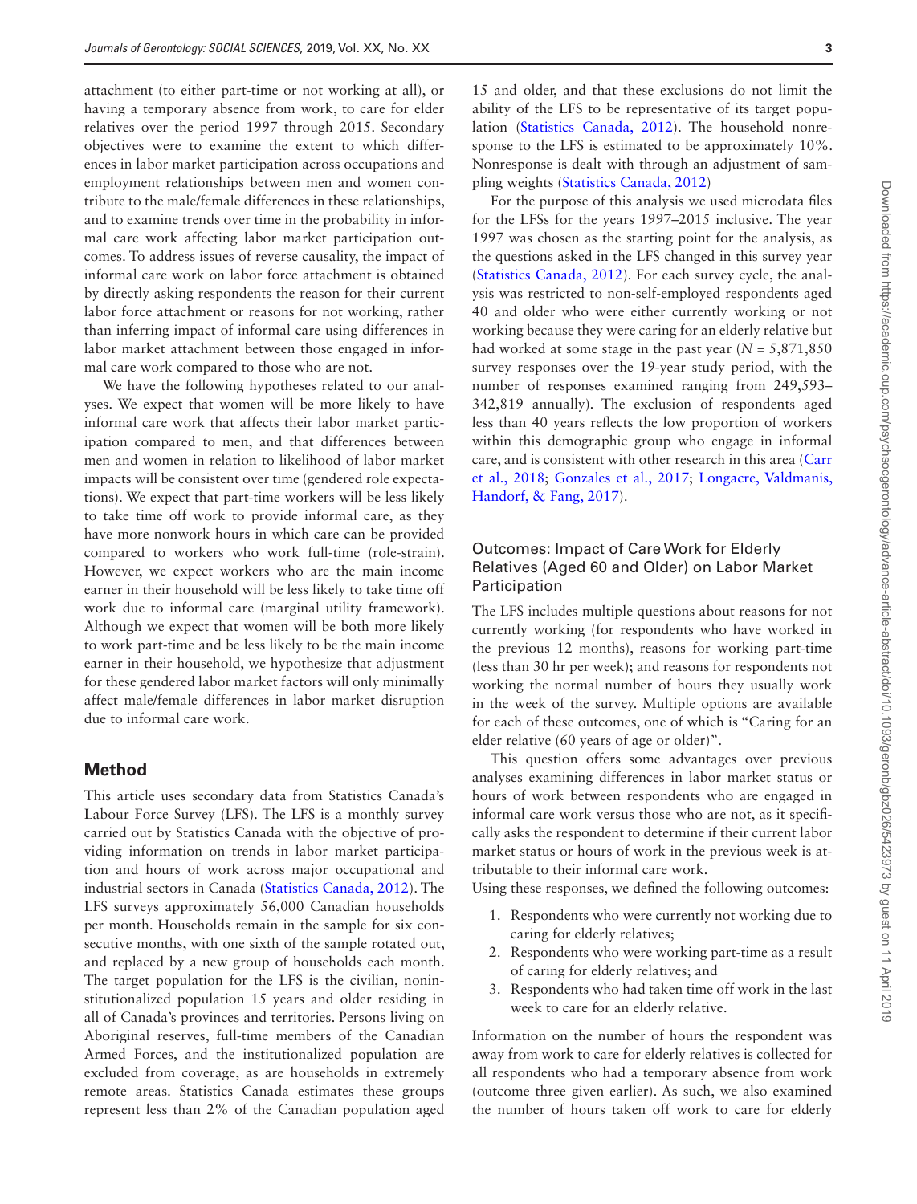attachment (to either part-time or not working at all), or having a temporary absence from work, to care for elder relatives over the period 1997 through 2015. Secondary objectives were to examine the extent to which differences in labor market participation across occupations and employment relationships between men and women contribute to the male/female differences in these relationships, and to examine trends over time in the probability in informal care work affecting labor market participation outcomes. To address issues of reverse causality, the impact of informal care work on labor force attachment is obtained by directly asking respondents the reason for their current labor force attachment or reasons for not working, rather than inferring impact of informal care using differences in labor market attachment between those engaged in informal care work compared to those who are not.

We have the following hypotheses related to our analyses. We expect that women will be more likely to have informal care work that affects their labor market participation compared to men, and that differences between men and women in relation to likelihood of labor market impacts will be consistent over time (gendered role expectations). We expect that part-time workers will be less likely to take time off work to provide informal care, as they have more nonwork hours in which care can be provided compared to workers who work full-time (role-strain). However, we expect workers who are the main income earner in their household will be less likely to take time off work due to informal care (marginal utility framework). Although we expect that women will be both more likely to work part-time and be less likely to be the main income earner in their household, we hypothesize that adjustment for these gendered labor market factors will only minimally affect male/female differences in labor market disruption due to informal care work.

## Method

This article uses secondary data from Statistics Canada's Labour Force Survey (LFS). The LFS is a monthly survey carried out by Statistics Canada with the objective of providing information on trends in labor market participation and hours of work across major occupational and industrial sectors in Canada (Statistics Canada, 2012). The LFS surveys approximately 56,000 Canadian households per month. Households remain in the sample for six consecutive months, with one sixth of the sample rotated out, and replaced by a new group of households each month. The target population for the LFS is the civilian, noninstitutionalized population 15 years and older residing in all of Canada's provinces and territories. Persons living on Aboriginal reserves, full-time members of the Canadian Armed Forces, and the institutionalized population are excluded from coverage, as are households in extremely remote areas. Statistics Canada estimates these groups represent less than 2% of the Canadian population aged 15 and older, and that these exclusions do not limit the ability of the LFS to be representative of its target population (Statistics Canada, 2012). The household nonresponse to the LFS is estimated to be approximately 10%. Nonresponse is dealt with through an adjustment of sampling weights (Statistics Canada, 2012)

For the purpose of this analysis we used microdata files for the LFSs for the years 1997–2015 inclusive. The year 1997 was chosen as the starting point for the analysis, as the questions asked in the LFS changed in this survey year (Statistics Canada, 2012). For each survey cycle, the analysis was restricted to non-self-employed respondents aged 40 and older who were either currently working or not working because they were caring for an elderly relative but had worked at some stage in the past year ($N$ = 5,871,850 survey responses over the 19-year study period, with the number of responses examined ranging from 249,593–342,819 annually). The exclusion of respondents aged less than 40 years reflects the low proportion of workers within this demographic group who engage in informal care, and is consistent with other research in this area (Carr et al., 2018; Gonzales et al., 2017; Longacre, Valdmanis, Handorf, & Fang, 2017).

### Outcomes: Impact of Care Work for Elderly Relatives (Aged 60 and Older) on Labor Market Participation

The LFS includes multiple questions about reasons for not currently working (for respondents who have worked in the previous 12 months), reasons for working part-time (less than 30 hr per week); and reasons for respondents not working the normal number of hours they usually work in the week of the survey. Multiple options are available for each of these outcomes, one of which is "Caring for an elder relative (60 years of age or older)".

This question offers some advantages over previous analyses examining differences in labor market status or hours of work between respondents who are engaged in informal care work versus those who are not, as it specifically asks the respondent to determine if their current labor market status or hours of work in the previous week is attributable to their informal care work.

Using these responses, we defined the following outcomes:

1. Respondents who were currently not working due to caring for elderly relatives;
2. Respondents who were working part-time as a result of caring for elderly relatives; and
3. Respondents who had taken time off work in the last week to care for an elderly relative.

Information on the number of hours the respondent was away from work to care for elderly relatives is collected for all respondents who had a temporary absence from work (outcome three given earlier). As such, we also examined the number of hours taken off work to care for elderly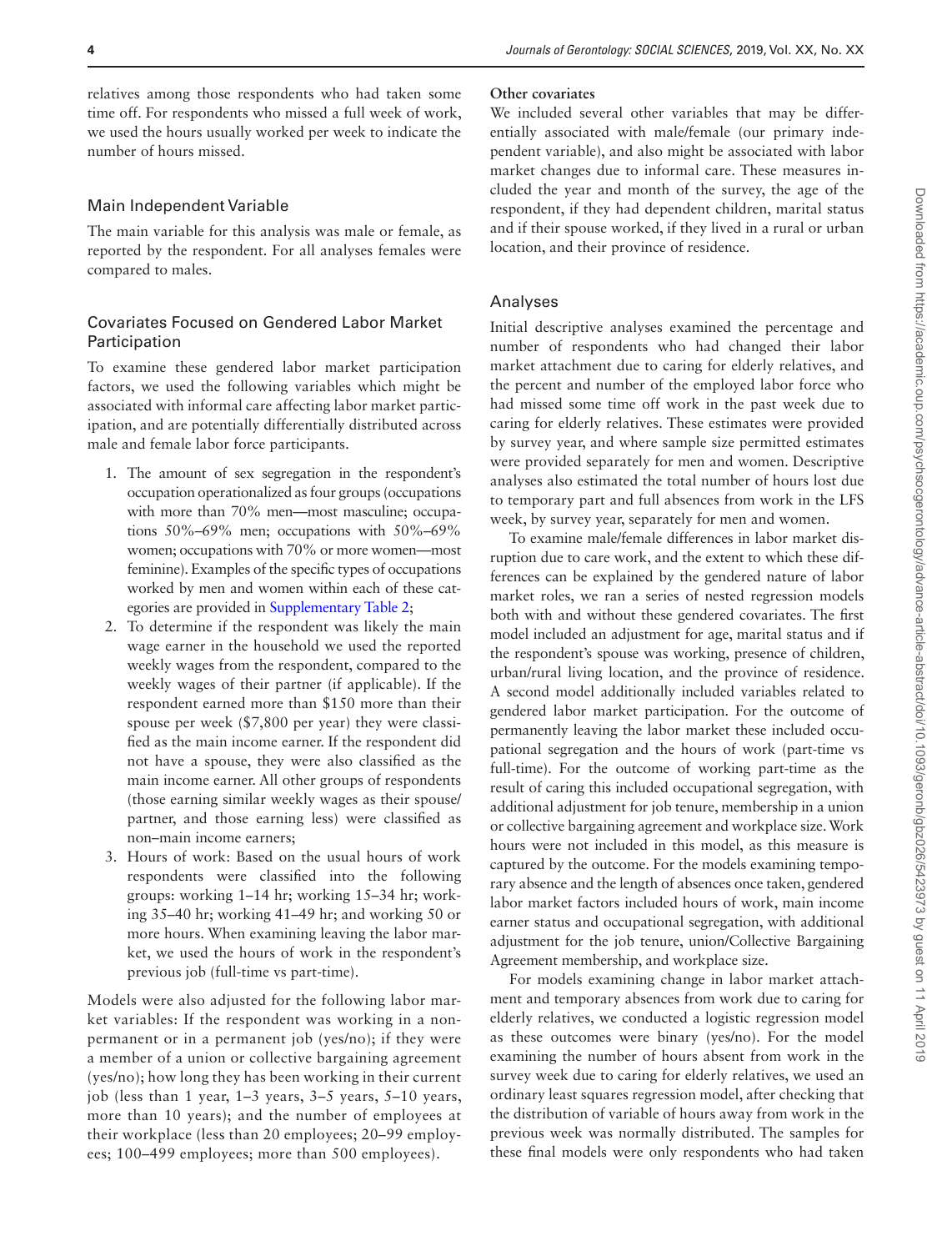relatives among those respondents who had taken some time off. For respondents who missed a full week of work, we used the hours usually worked per week to indicate the number of hours missed.

## Main Independent Variable

The main variable for this analysis was male or female, as reported by the respondent. For all analyses females were compared to males.

## Covariates Focused on Gendered Labor Market Participation

To examine these gendered labor market participation factors, we used the following variables which might be associated with informal care affecting labor market participation, and are potentially differentially distributed across male and female labor force participants.

1. The amount of sex segregation in the respondent's occupation operationalized as four groups (occupations with more than 70% men—most masculine; occupations 50%–69% men; occupations with 50%–69% women; occupations with 70% or more women—most feminine). Examples of the specific types of occupations worked by men and women within each of these categories are provided in Supplementary Table 2;
2. To determine if the respondent was likely the main wage earner in the household we used the reported weekly wages from the respondent, compared to the weekly wages of their partner (if applicable). If the respondent earned more than $150 more than their spouse per week ($7,800 per year) they were classified as the main income earner. If the respondent did not have a spouse, they were also classified as the main income earner. All other groups of respondents (those earning similar weekly wages as their spouse/partner, and those earning less) were classified as non–main income earners;
3. Hours of work: Based on the usual hours of work respondents were classified into the following groups: working 1–14 hr; working 15–34 hr; working 35–40 hr; working 41–49 hr; and working 50 or more hours. When examining leaving the labor market, we used the hours of work in the respondent's previous job (full-time vs part-time).

Models were also adjusted for the following labor market variables: If the respondent was working in a nonpermanent or in a permanent job (yes/no); if they were a member of a union or collective bargaining agreement (yes/no); how long they has been working in their current job (less than 1 year, 1–3 years, 3–5 years, 5–10 years, more than 10 years); and the number of employees at their workplace (less than 20 employees; 20–99 employees; 100–499 employees; more than 500 employees).

### Other covariates

We included several other variables that may be differentially associated with male/female (our primary independent variable), and also might be associated with labor market changes due to informal care. These measures included the year and month of the survey, the age of the respondent, if they had dependent children, marital status and if their spouse worked, if they lived in a rural or urban location, and their province of residence.

## Analyses

Initial descriptive analyses examined the percentage and number of respondents who had changed their labor market attachment due to caring for elderly relatives, and the percent and number of the employed labor force who had missed some time off work in the past week due to caring for elderly relatives. These estimates were provided by survey year, and where sample size permitted estimates were provided separately for men and women. Descriptive analyses also estimated the total number of hours lost due to temporary part and full absences from work in the LFS week, by survey year, separately for men and women.

To examine male/female differences in labor market disruption due to care work, and the extent to which these differences can be explained by the gendered nature of labor market roles, we ran a series of nested regression models both with and without these gendered covariates. The first model included an adjustment for age, marital status and if the respondent's spouse was working, presence of children, urban/rural living location, and the province of residence. A second model additionally included variables related to gendered labor market participation. For the outcome of permanently leaving the labor market these included occupational segregation and the hours of work (part-time vs full-time). For the outcome of working part-time as the result of caring this included occupational segregation, with additional adjustment for job tenure, membership in a union or collective bargaining agreement and workplace size. Work hours were not included in this model, as this measure is captured by the outcome. For the models examining temporary absence and the length of absences once taken, gendered labor market factors included hours of work, main income earner status and occupational segregation, with additional adjustment for the job tenure, union/Collective Bargaining Agreement membership, and workplace size.

For models examining change in labor market attachment and temporary absences from work due to caring for elderly relatives, we conducted a logistic regression model as these outcomes were binary (yes/no). For the model examining the number of hours absent from work in the survey week due to caring for elderly relatives, we used an ordinary least squares regression model, after checking that the distribution of variable of hours away from work in the previous week was normally distributed. The samples for these final models were only respondents who had taken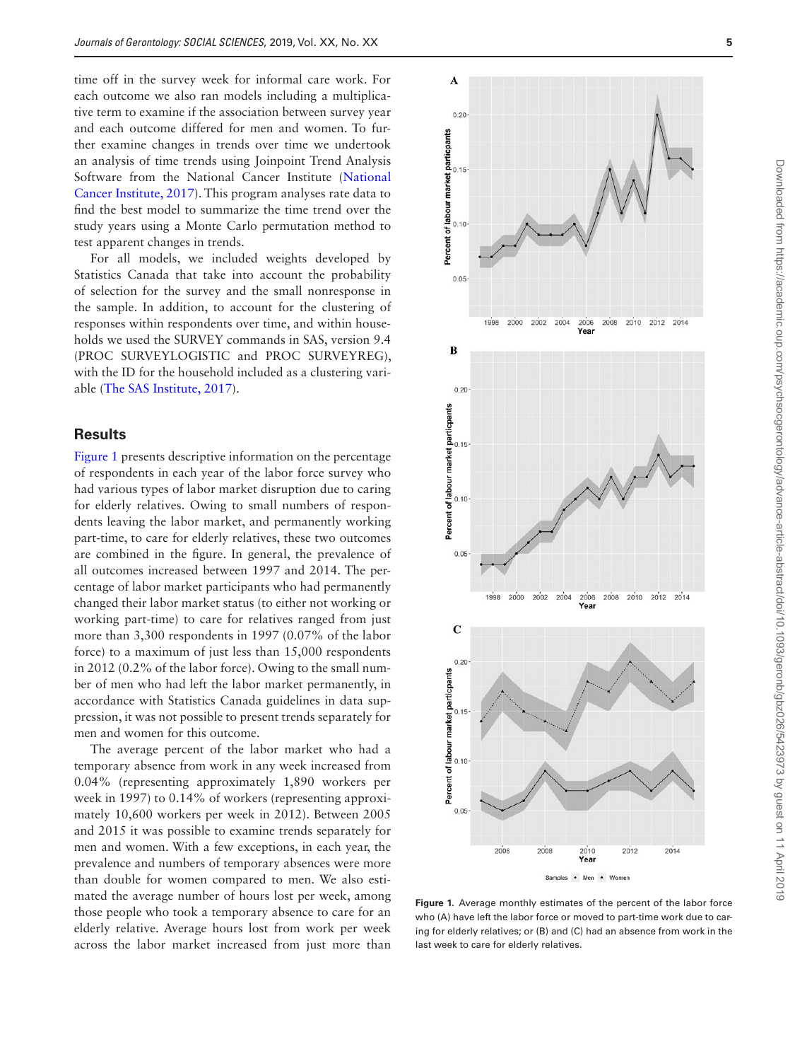time off in the survey week for informal care work. For each outcome we also ran models including a multiplicative term to examine if the association between survey year and each outcome differed for men and women. To further examine changes in trends over time we undertook an analysis of time trends using Joinpoint Trend Analysis Software from the National Cancer Institute (National Cancer Institute, 2017). This program analyses rate data to find the best model to summarize the time trend over the study years using a Monte Carlo permutation method to test apparent changes in trends.

For all models, we included weights developed by Statistics Canada that take into account the probability of selection for the survey and the small nonresponse in the sample. In addition, to account for the clustering of responses within respondents over time, and within households we used the SURVEY commands in SAS, version 9.4 (PROC SURVEYLOGISTIC and PROC SURVEYREG), with the ID for the household included as a clustering variable (The SAS Institute, 2017).

## Results

Figure 1 presents descriptive information on the percentage of respondents in each year of the labor force survey who had various types of labor market disruption due to caring for elderly relatives. Owing to small numbers of respondents leaving the labor market, and permanently working part-time, to care for elderly relatives, these two outcomes are combined in the figure. In general, the prevalence of all outcomes increased between 1997 and 2014. The percentage of labor market participants who had permanently changed their labor market status (to either not working or working part-time) to care for relatives ranged from just more than 3,300 respondents in 1997 (0.07% of the labor force) to a maximum of just less than 15,000 respondents in 2012 (0.2% of the labor force). Owing to the small number of men who had left the labor market permanently, in accordance with Statistics Canada guidelines in data suppression, it was not possible to present trends separately for men and women for this outcome.

The average percent of the labor market who had a temporary absence from work in any week increased from 0.04% (representing approximately 1,890 workers per week in 1997) to 0.14% of workers (representing approximately 10,600 workers per week in 2012). Between 2005 and 2015 it was possible to examine trends separately for men and women. With a few exceptions, in each year, the prevalence and numbers of temporary absences were more than double for women compared to men. We also estimated the average number of hours lost per week, among those people who took a temporary absence to care for an elderly relative. Average hours lost from work per week across the labor market increased from just more than

**Figure 1.** Average monthly estimates of the percent of the labor force who (A) have left the labor force or moved to part-time work due to caring for elderly relatives; or (B) and (C) had an absence from work in the last week to care for elderly relatives.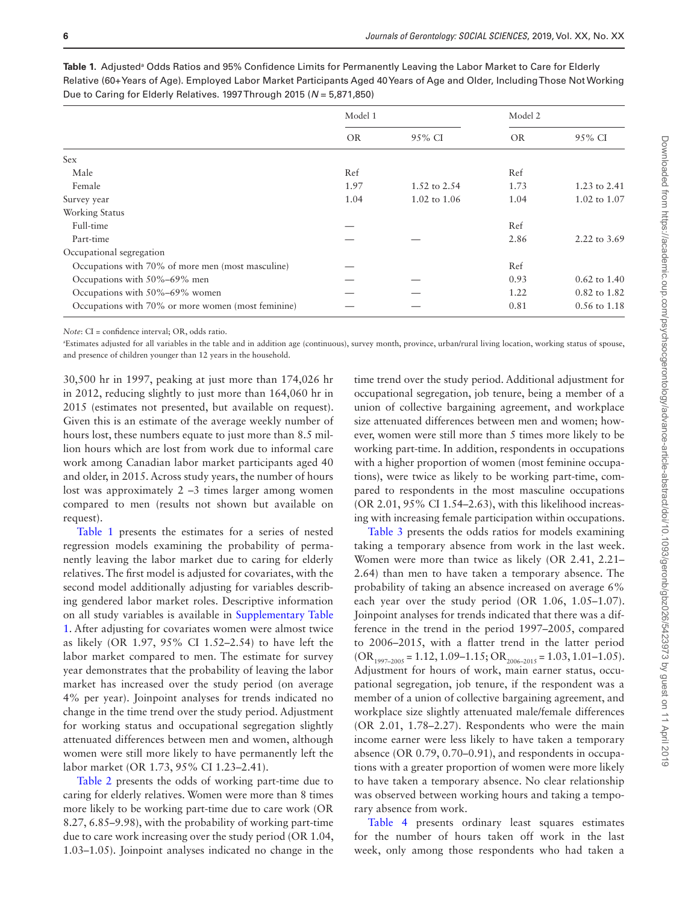**Table 1.** Adjusted[a] Odds Ratios and 95% Confidence Limits for Permanently Leaving the Labor Market to Care for Elderly Relative (60+ Years of Age). Employed Labor Market Participants Aged 40 Years of Age and Older, Including Those Not Working Due to Caring for Elderly Relatives. 1997 Through 2015 ($N$ = 5,871,850)

| | Model 1 | | Model 2 | |
|---|---|---|---|---|
| | OR | 95% CI | OR | 95% CI |
| Sex | | | | |
| Male | Ref | | Ref | |
| Female | 1.97 | 1.52 to 2.54 | 1.73 | 1.23 to 2.41 |
| Survey year | 1.04 | 1.02 to 1.06 | 1.04 | 1.02 to 1.07 |
| Working Status | | | | |
| Full-time | — | | Ref | |
| Part-time | — | — | 2.86 | 2.22 to 3.69 |
| Occupational segregation | | | | |
| Occupations with 70% of more men (most masculine) | — | | Ref | |
| Occupations with 50%–69% men | — | — | 0.93 | 0.62 to 1.40 |
| Occupations with 50%–69% women | — | — | 1.22 | 0.82 to 1.82 |
| Occupations with 70% or more women (most feminine) | — | — | 0.81 | 0.56 to 1.18 |

*Note*: CI = confidence interval; OR, odds ratio.

[a]Estimates adjusted for all variables in the table and in addition age (continuous), survey month, province, urban/rural living location, working status of spouse, and presence of children younger than 12 years in the household.

30,500 hr in 1997, peaking at just more than 174,026 hr in 2012, reducing slightly to just more than 164,060 hr in 2015 (estimates not presented, but available on request). Given this is an estimate of the average weekly number of hours lost, these numbers equate to just more than 8.5 million hours which are lost from work due to informal care work among Canadian labor market participants aged 40 and older, in 2015. Across study years, the number of hours lost was approximately 2 –3 times larger among women compared to men (results not shown but available on request).

Table 1 presents the estimates for a series of nested regression models examining the probability of permanently leaving the labor market due to caring for elderly relatives. The first model is adjusted for covariates, with the second model additionally adjusting for variables describing gendered labor market roles. Descriptive information on all study variables is available in Supplementary Table 1. After adjusting for covariates women were almost twice as likely (OR 1.97, 95% CI 1.52–2.54) to have left the labor market compared to men. The estimate for survey year demonstrates that the probability of leaving the labor market has increased over the study period (on average 4% per year). Joinpoint analyses for trends indicated no change in the time trend over the study period. Adjustment for working status and occupational segregation slightly attenuated differences between men and women, although women were still more likely to have permanently left the labor market (OR 1.73, 95% CI 1.23–2.41).

Table 2 presents the odds of working part-time due to caring for elderly relatives. Women were more than 8 times more likely to be working part-time due to care work (OR 8.27, 6.85–9.98), with the probability of working part-time due to care work increasing over the study period (OR 1.04, 1.03–1.05). Joinpoint analyses indicated no change in the time trend over the study period. Additional adjustment for occupational segregation, job tenure, being a member of a union of collective bargaining agreement, and workplace size attenuated differences between men and women; however, women were still more than 5 times more likely to be working part-time. In addition, respondents in occupations with a higher proportion of women (most feminine occupations), were twice as likely to be working part-time, compared to respondents in the most masculine occupations (OR 2.01, 95% CI 1.54–2.63), with this likelihood increasing with increasing female participation within occupations.

Table 3 presents the odds ratios for models examining taking a temporary absence from work in the last week. Women were more than twice as likely (OR 2.41, 2.21–2.64) than men to have taken a temporary absence. The probability of taking an absence increased on average 6% each year over the study period (OR 1.06, 1.05–1.07). Joinpoint analyses for trends indicated that there was a difference in the trend in the period 1997–2005, compared to 2006–2015, with a flatter trend in the latter period ($OR_{1997–2005}$ = 1.12, 1.09–1.15; $OR_{2006–2015}$ = 1.03, 1.01–1.05). Adjustment for hours of work, main earner status, occupational segregation, job tenure, if the respondent was a member of a union of collective bargaining agreement, and workplace size slightly attenuated male/female differences (OR 2.01, 1.78–2.27). Respondents who were the main income earner were less likely to have taken a temporary absence (OR 0.79, 0.70–0.91), and respondents in occupations with a greater proportion of women were more likely to have taken a temporary absence. No clear relationship was observed between working hours and taking a temporary absence from work.

Table 4 presents ordinary least squares estimates for the number of hours taken off work in the last week, only among those respondents who had taken a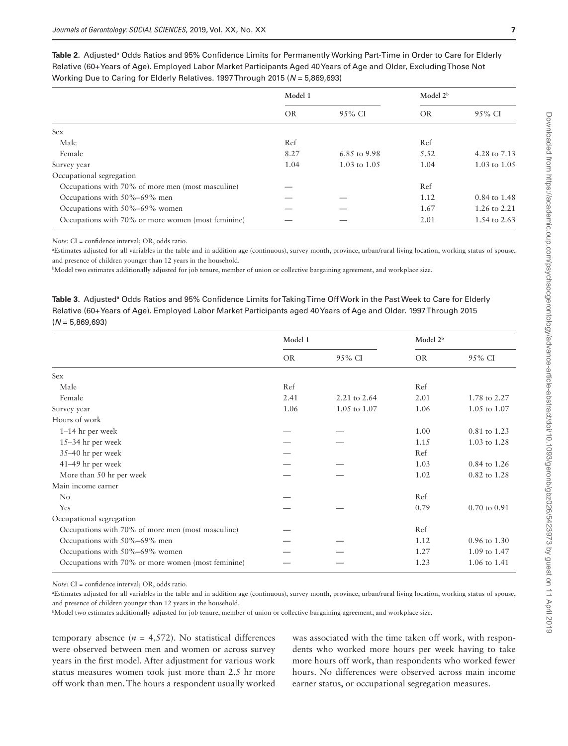**Table 2.** Adjusted[a] Odds Ratios and 95% Confidence Limits for Permanently Working Part-Time in Order to Care for Elderly Relative (60+ Years of Age). Employed Labor Market Participants Aged 40 Years of Age and Older, Excluding Those Not Working Due to Caring for Elderly Relatives. 1997 Through 2015 (*N* = 5,869,693)

| | Model 1 | | Model 2[b] | |
|---|---|---|---|---|
| | OR | 95% CI | OR | 95% CI |
| Sex | | | | |
| Male | Ref | | Ref | |
| Female | 8.27 | 6.85 to 9.98 | 5.52 | 4.28 to 7.13 |
| Survey year | 1.04 | 1.03 to 1.05 | 1.04 | 1.03 to 1.05 |
| Occupational segregation | | | | |
| Occupations with 70% of more men (most masculine) | — | | Ref | |
| Occupations with 50%–69% men | — | — | 1.12 | 0.84 to 1.48 |
| Occupations with 50%–69% women | — | — | 1.67 | 1.26 to 2.21 |
| Occupations with 70% or more women (most feminine) | — | — | 2.01 | 1.54 to 2.63 |

*Note*: CI = confidence interval; OR, odds ratio.

[a]Estimates adjusted for all variables in the table and in addition age (continuous), survey month, province, urban/rural living location, working status of spouse, and presence of children younger than 12 years in the household.

[b]Model two estimates additionally adjusted for job tenure, member of union or collective bargaining agreement, and workplace size.

**Table 3.** Adjusted[a] Odds Ratios and 95% Confidence Limits for Taking Time Off Work in the Past Week to Care for Elderly Relative (60+ Years of Age). Employed Labor Market Participants aged 40 Years of Age and Older. 1997 Through 2015 (*N* = 5,869,693)

| | Model 1 | | Model 2[b] | |
|---|---|---|---|---|
| | OR | 95% CI | OR | 95% CI |
| Sex | | | | |
| Male | Ref | | Ref | |
| Female | 2.41 | 2.21 to 2.64 | 2.01 | 1.78 to 2.27 |
| Survey year | 1.06 | 1.05 to 1.07 | 1.06 | 1.05 to 1.07 |
| Hours of work | | | | |
| 1–14 hr per week | — | — | 1.00 | 0.81 to 1.23 |
| 15–34 hr per week | — | — | 1.15 | 1.03 to 1.28 |
| 35–40 hr per week | — | — | Ref | |
| 41–49 hr per week | — | — | 1.03 | 0.84 to 1.26 |
| More than 50 hr per week | — | — | 1.02 | 0.82 to 1.28 |
| Main income earner | | | | |
| No | — | — | Ref | |
| Yes | — | — | 0.79 | 0.70 to 0.91 |
| Occupational segregation | | | | |
| Occupations with 70% of more men (most masculine) | — | — | Ref | |
| Occupations with 50%–69% men | — | — | 1.12 | 0.96 to 1.30 |
| Occupations with 50%–69% women | — | — | 1.27 | 1.09 to 1.47 |
| Occupations with 70% or more women (most feminine) | — | — | 1.23 | 1.06 to 1.41 |

*Note*: CI = confidence interval; OR, odds ratio.

[a]Estimates adjusted for all variables in the table and in addition age (continuous), survey month, province, urban/rural living location, working status of spouse, and presence of children younger than 12 years in the household.

[b]Model two estimates additionally adjusted for job tenure, member of union or collective bargaining agreement, and workplace size.

temporary absence ($n$ = 4,572). No statistical differences were observed between men and women or across survey years in the first model. After adjustment for various work status measures women took just more than 2.5 hr more off work than men. The hours a respondent usually worked was associated with the time taken off work, with respondents who worked more hours per week having to take more hours off work, than respondents who worked fewer hours. No differences were observed across main income earner status, or occupational segregation measures.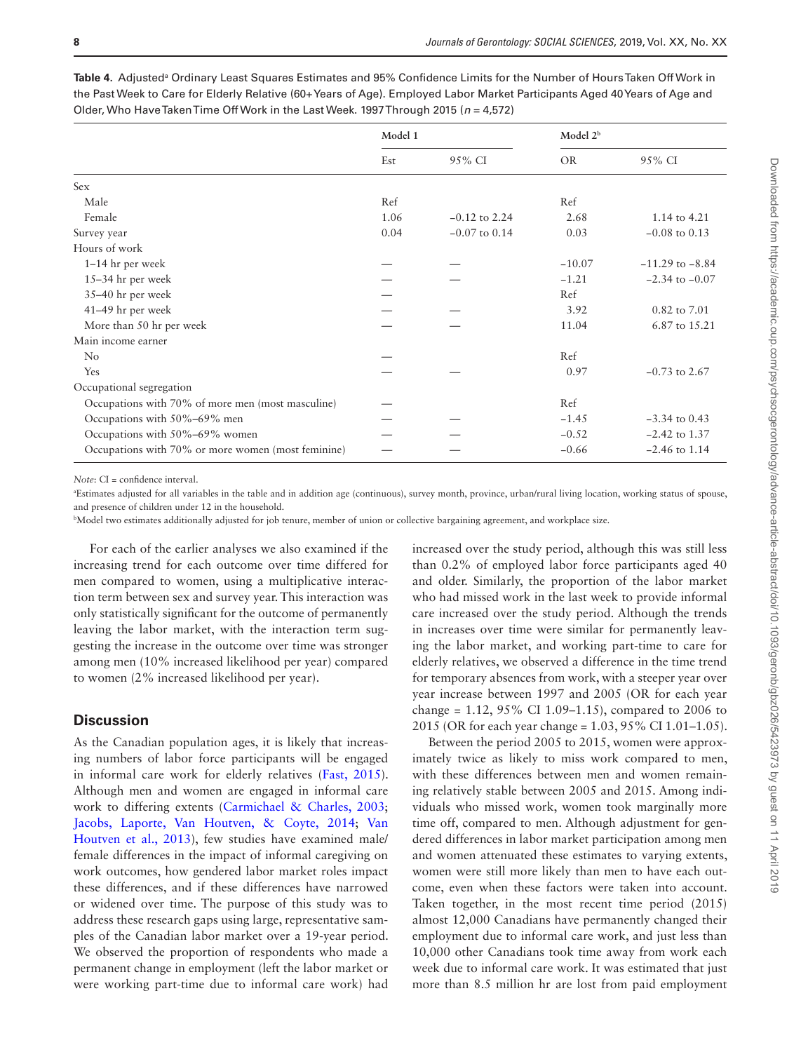**Table 4.** Adjusted[a] Ordinary Least Squares Estimates and 95% Confidence Limits for the Number of Hours Taken Off Work in the Past Week to Care for Elderly Relative (60+ Years of Age). Employed Labor Market Participants Aged 40 Years of Age and Older, Who Have Taken Time Off Work in the Last Week. 1997 Through 2015 ($n$ = 4,572)

| | Model 1 | | Model 2[b] | |
|---|---|---|---|---|
| | Est | 95% CI | OR | 95% CI |
| Sex | | | | |
| Male | Ref | | Ref | |
| Female | 1.06 | −0.12 to 2.24 | 2.68 | 1.14 to 4.21 |
| Survey year | 0.04 | −0.07 to 0.14 | 0.03 | −0.08 to 0.13 |
| Hours of work | | | | |
| 1–14 hr per week | — | — | −10.07 | −11.29 to −8.84 |
| 15–34 hr per week | — | — | −1.21 | −2.34 to −0.07 |
| 35–40 hr per week | — | | Ref | |
| 41–49 hr per week | — | — | 3.92 | 0.82 to 7.01 |
| More than 50 hr per week | — | — | 11.04 | 6.87 to 15.21 |
| Main income earner | | | | |
| No | — | | Ref | |
| Yes | — | — | 0.97 | −0.73 to 2.67 |
| Occupational segregation | | | | |
| Occupations with 70% of more men (most masculine) | — | | Ref | |
| Occupations with 50%–69% men | — | — | −1.45 | −3.34 to 0.43 |
| Occupations with 50%–69% women | — | — | −0.52 | −2.42 to 1.37 |
| Occupations with 70% or more women (most feminine) | — | — | −0.66 | −2.46 to 1.14 |

*Note*: CI = confidence interval.

[a]Estimates adjusted for all variables in the table and in addition age (continuous), survey month, province, urban/rural living location, working status of spouse, and presence of children under 12 in the household.

[b]Model two estimates additionally adjusted for job tenure, member of union or collective bargaining agreement, and workplace size.

For each of the earlier analyses we also examined if the increasing trend for each outcome over time differed for men compared to women, using a multiplicative interaction term between sex and survey year. This interaction was only statistically significant for the outcome of permanently leaving the labor market, with the interaction term suggesting the increase in the outcome over time was stronger among men (10% increased likelihood per year) compared to women (2% increased likelihood per year).

## Discussion

As the Canadian population ages, it is likely that increasing numbers of labor force participants will be engaged in informal care work for elderly relatives (Fast, 2015). Although men and women are engaged in informal care work to differing extents (Carmichael & Charles, 2003; Jacobs, Laporte, Van Houtven, & Coyte, 2014; Van Houtven et al., 2013), few studies have examined male/female differences in the impact of informal caregiving on work outcomes, how gendered labor market roles impact these differences, and if these differences have narrowed or widened over time. The purpose of this study was to address these research gaps using large, representative samples of the Canadian labor market over a 19-year period. We observed the proportion of respondents who made a permanent change in employment (left the labor market or were working part-time due to informal care work) had increased over the study period, although this was still less than 0.2% of employed labor force participants aged 40 and older. Similarly, the proportion of the labor market who had missed work in the last week to provide informal care increased over the study period. Although the trends in increases over time were similar for permanently leaving the labor market, and working part-time to care for elderly relatives, we observed a difference in the time trend for temporary absences from work, with a steeper year over year increase between 1997 and 2005 (OR for each year change = 1.12, 95% CI 1.09–1.15), compared to 2006 to 2015 (OR for each year change = 1.03, 95% CI 1.01–1.05).

Between the period 2005 to 2015, women were approximately twice as likely to miss work compared to men, with these differences between men and women remaining relatively stable between 2005 and 2015. Among individuals who missed work, women took marginally more time off, compared to men. Although adjustment for gendered differences in labor market participation among men and women attenuated these estimates to varying extents, women were still more likely than men to have each outcome, even when these factors were taken into account. Taken together, in the most recent time period (2015) almost 12,000 Canadians have permanently changed their employment due to informal care work, and just less than 10,000 other Canadians took time away from work each week due to informal care work. It was estimated that just more than 8.5 million hr are lost from paid employment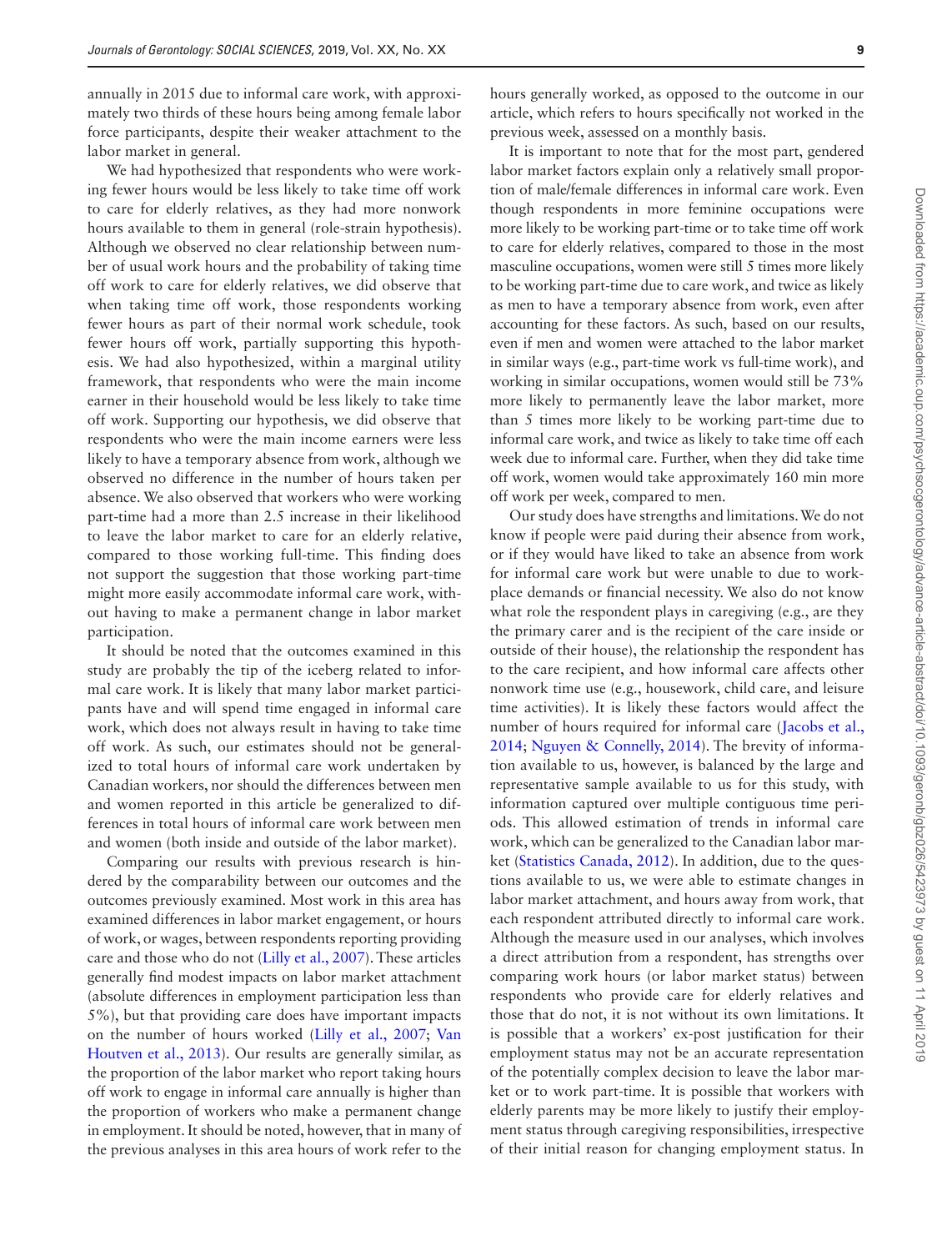annually in 2015 due to informal care work, with approximately two thirds of these hours being among female labor force participants, despite their weaker attachment to the labor market in general.

We had hypothesized that respondents who were working fewer hours would be less likely to take time off work to care for elderly relatives, as they had more nonwork hours available to them in general (role-strain hypothesis). Although we observed no clear relationship between number of usual work hours and the probability of taking time off work to care for elderly relatives, we did observe that when taking time off work, those respondents working fewer hours as part of their normal work schedule, took fewer hours off work, partially supporting this hypothesis. We had also hypothesized, within a marginal utility framework, that respondents who were the main income earner in their household would be less likely to take time off work. Supporting our hypothesis, we did observe that respondents who were the main income earners were less likely to have a temporary absence from work, although we observed no difference in the number of hours taken per absence. We also observed that workers who were working part-time had a more than 2.5 increase in their likelihood to leave the labor market to care for an elderly relative, compared to those working full-time. This finding does not support the suggestion that those working part-time might more easily accommodate informal care work, without having to make a permanent change in labor market participation.

It should be noted that the outcomes examined in this study are probably the tip of the iceberg related to informal care work. It is likely that many labor market participants have and will spend time engaged in informal care work, which does not always result in having to take time off work. As such, our estimates should not be generalized to total hours of informal care work undertaken by Canadian workers, nor should the differences between men and women reported in this article be generalized to differences in total hours of informal care work between men and women (both inside and outside of the labor market).

Comparing our results with previous research is hindered by the comparability between our outcomes and the outcomes previously examined. Most work in this area has examined differences in labor market engagement, or hours of work, or wages, between respondents reporting providing care and those who do not (Lilly et al., 2007). These articles generally find modest impacts on labor market attachment (absolute differences in employment participation less than 5%), but that providing care does have important impacts on the number of hours worked (Lilly et al., 2007; Van Houtven et al., 2013). Our results are generally similar, as the proportion of the labor market who report taking hours off work to engage in informal care annually is higher than the proportion of workers who make a permanent change in employment. It should be noted, however, that in many of the previous analyses in this area hours of work refer to the hours generally worked, as opposed to the outcome in our article, which refers to hours specifically not worked in the previous week, assessed on a monthly basis.

It is important to note that for the most part, gendered labor market factors explain only a relatively small proportion of male/female differences in informal care work. Even though respondents in more feminine occupations were more likely to be working part-time or to take time off work to care for elderly relatives, compared to those in the most masculine occupations, women were still 5 times more likely to be working part-time due to care work, and twice as likely as men to have a temporary absence from work, even after accounting for these factors. As such, based on our results, even if men and women were attached to the labor market in similar ways (e.g., part-time work vs full-time work), and working in similar occupations, women would still be 73% more likely to permanently leave the labor market, more than 5 times more likely to be working part-time due to informal care work, and twice as likely to take time off each week due to informal care. Further, when they did take time off work, women would take approximately 160 min more off work per week, compared to men.

Our study does have strengths and limitations. We do not know if people were paid during their absence from work, or if they would have liked to take an absence from work for informal care work but were unable to due to workplace demands or financial necessity. We also do not know what role the respondent plays in caregiving (e.g., are they the primary carer and is the recipient of the care inside or outside of their house), the relationship the respondent has to the care recipient, and how informal care affects other nonwork time use (e.g., housework, child care, and leisure time activities). It is likely these factors would affect the number of hours required for informal care (Jacobs et al., 2014; Nguyen & Connelly, 2014). The brevity of information available to us, however, is balanced by the large and representative sample available to us for this study, with information captured over multiple contiguous time periods. This allowed estimation of trends in informal care work, which can be generalized to the Canadian labor market (Statistics Canada, 2012). In addition, due to the questions available to us, we were able to estimate changes in labor market attachment, and hours away from work, that each respondent attributed directly to informal care work. Although the measure used in our analyses, which involves a direct attribution from a respondent, has strengths over comparing work hours (or labor market status) between respondents who provide care for elderly relatives and those that do not, it is not without its own limitations. It is possible that a workers' ex-post justification for their employment status may not be an accurate representation of the potentially complex decision to leave the labor market or to work part-time. It is possible that workers with elderly parents may be more likely to justify their employment status through caregiving responsibilities, irrespective of their initial reason for changing employment status. In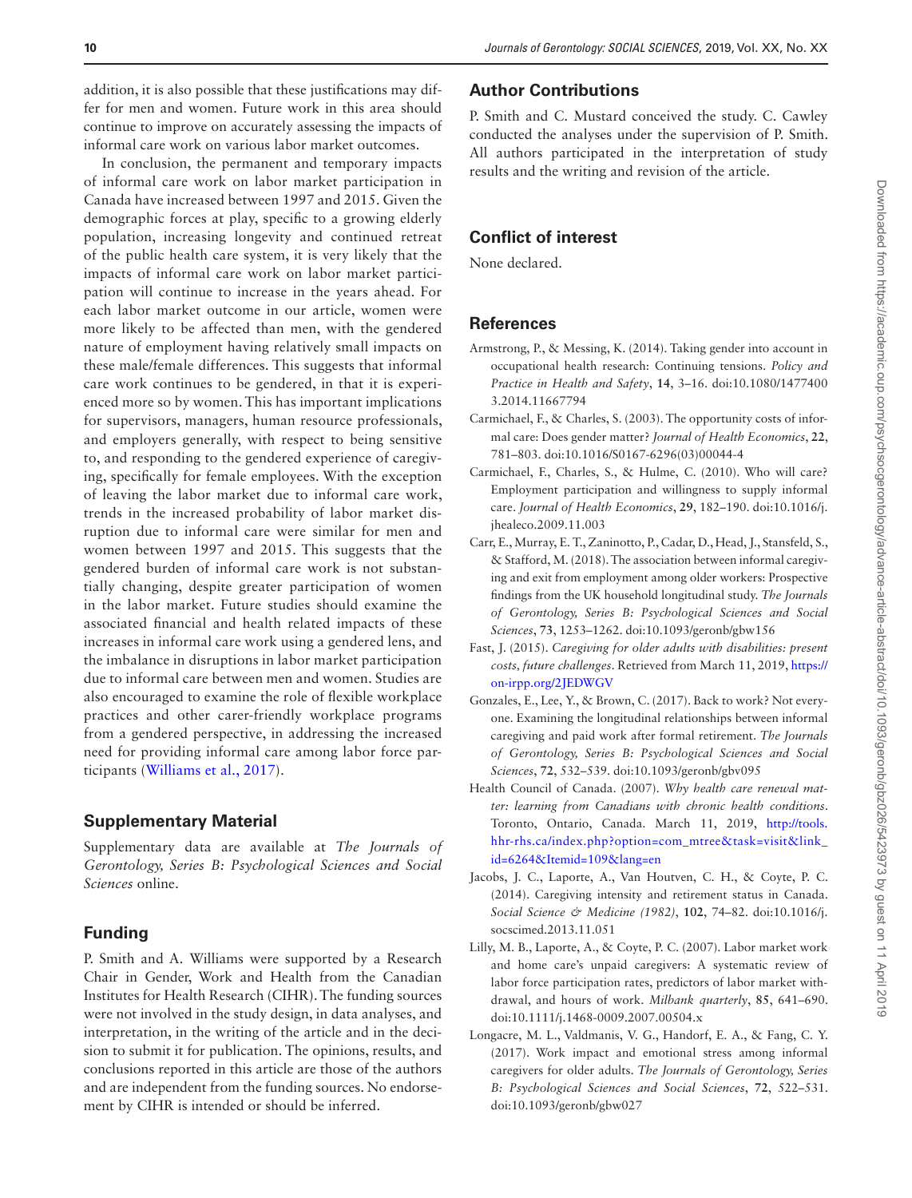addition, it is also possible that these justifications may differ for men and women. Future work in this area should continue to improve on accurately assessing the impacts of informal care work on various labor market outcomes.

In conclusion, the permanent and temporary impacts of informal care work on labor market participation in Canada have increased between 1997 and 2015. Given the demographic forces at play, specific to a growing elderly population, increasing longevity and continued retreat of the public health care system, it is very likely that the impacts of informal care work on labor market participation will continue to increase in the years ahead. For each labor market outcome in our article, women were more likely to be affected than men, with the gendered nature of employment having relatively small impacts on these male/female differences. This suggests that informal care work continues to be gendered, in that it is experienced more so by women. This has important implications for supervisors, managers, human resource professionals, and employers generally, with respect to being sensitive to, and responding to the gendered experience of caregiving, specifically for female employees. With the exception of leaving the labor market due to informal care work, trends in the increased probability of labor market disruption due to informal care were similar for men and women between 1997 and 2015. This suggests that the gendered burden of informal care work is not substantially changing, despite greater participation of women in the labor market. Future studies should examine the associated financial and health related impacts of these increases in informal care work using a gendered lens, and the imbalance in disruptions in labor market participation due to informal care between men and women. Studies are also encouraged to examine the role of flexible workplace practices and other carer-friendly workplace programs from a gendered perspective, in addressing the increased need for providing informal care among labor force participants (Williams et al., 2017).

## Supplementary Material

Supplementary data are available at *The Journals of Gerontology, Series B: Psychological Sciences and Social Sciences* online.

## Funding

P. Smith and A. Williams were supported by a Research Chair in Gender, Work and Health from the Canadian Institutes for Health Research (CIHR). The funding sources were not involved in the study design, in data analyses, and interpretation, in the writing of the article and in the decision to submit it for publication. The opinions, results, and conclusions reported in this article are those of the authors and are independent from the funding sources. No endorsement by CIHR is intended or should be inferred.

## Author Contributions

P. Smith and C. Mustard conceived the study. C. Cawley conducted the analyses under the supervision of P. Smith. All authors participated in the interpretation of study results and the writing and revision of the article.

## Conflict of interest

None declared.

## References

Armstrong, P., & Messing, K. (2014). Taking gender into account in occupational health research: Continuing tensions. *Policy and Practice in Health and Safety*, **14**, 3–16. doi:10.1080/14774003.2014.11667794

Carmichael, F., & Charles, S. (2003). The opportunity costs of informal care: Does gender matter? *Journal of Health Economics*, **22**, 781–803. doi:10.1016/S0167-6296(03)00044-4

Carmichael, F., Charles, S., & Hulme, C. (2010). Who will care? Employment participation and willingness to supply informal care. *Journal of Health Economics*, **29**, 182–190. doi:10.1016/j.jhealeco.2009.11.003

Carr, E., Murray, E. T., Zaninotto, P., Cadar, D., Head, J., Stansfeld, S., & Stafford, M. (2018). The association between informal caregiving and exit from employment among older workers: Prospective findings from the UK household longitudinal study. *The Journals of Gerontology, Series B: Psychological Sciences and Social Sciences*, **73**, 1253–1262. doi:10.1093/geronb/gbw156

Fast, J. (2015). *Caregiving for older adults with disabilities: present costs, future challenges*. Retrieved from March 11, 2019, https://on-irpp.org/2JEDWGV

Gonzales, E., Lee, Y., & Brown, C. (2017). Back to work? Not everyone. Examining the longitudinal relationships between informal caregiving and paid work after formal retirement. *The Journals of Gerontology, Series B: Psychological Sciences and Social Sciences*, **72**, 532–539. doi:10.1093/geronb/gbv095

Health Council of Canada. (2007). *Why health care renewal matter: learning from Canadians with chronic health conditions*. Toronto, Ontario, Canada. March 11, 2019, http://tools.hhr-rhs.ca/index.php?option=com_mtree&task=visit&link_id=6264&Itemid=109&lang=en

Jacobs, J. C., Laporte, A., Van Houtven, C. H., & Coyte, P. C. (2014). Caregiving intensity and retirement status in Canada. *Social Science & Medicine (1982)*, **102**, 74–82. doi:10.1016/j.socscimed.2013.11.051

Lilly, M. B., Laporte, A., & Coyte, P. C. (2007). Labor market work and home care's unpaid caregivers: A systematic review of labor force participation rates, predictors of labor market withdrawal, and hours of work. *Milbank quarterly*, **85**, 641–690. doi:10.1111/j.1468-0009.2007.00504.x

Longacre, M. L., Valdmanis, V. G., Handorf, E. A., & Fang, C. Y. (2017). Work impact and emotional stress among informal caregivers for older adults. *The Journals of Gerontology, Series B: Psychological Sciences and Social Sciences*, **72**, 522–531. doi:10.1093/geronb/gbw027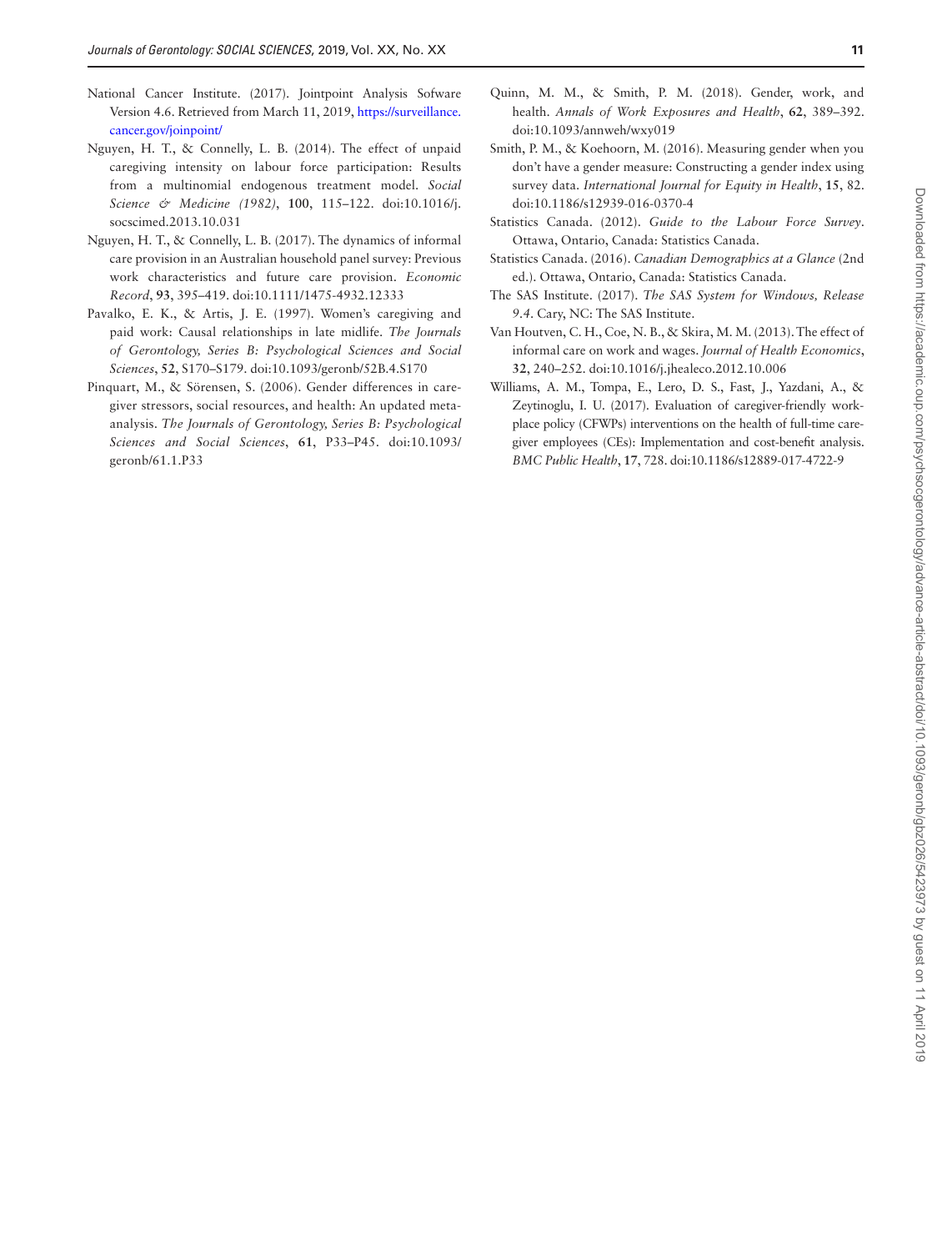National Cancer Institute. (2017). Jointpoint Analysis Sofware Version 4.6. Retrieved from March 11, 2019, https://surveillance.cancer.gov/joinpoint/

Nguyen, H. T., & Connelly, L. B. (2014). The effect of unpaid caregiving intensity on labour force participation: Results from a multinomial endogenous treatment model. *Social Science & Medicine (1982)*, **100**, 115–122. doi:10.1016/j.socscimed.2013.10.031

Nguyen, H. T., & Connelly, L. B. (2017). The dynamics of informal care provision in an Australian household panel survey: Previous work characteristics and future care provision. *Economic Record*, **93**, 395–419. doi:10.1111/1475-4932.12333

Pavalko, E. K., & Artis, J. E. (1997). Women's caregiving and paid work: Causal relationships in late midlife. *The Journals of Gerontology, Series B: Psychological Sciences and Social Sciences*, **52**, S170–S179. doi:10.1093/geronb/52B.4.S170

Pinquart, M., & Sörensen, S. (2006). Gender differences in caregiver stressors, social resources, and health: An updated meta-analysis. *The Journals of Gerontology, Series B: Psychological Sciences and Social Sciences*, **61**, P33–P45. doi:10.1093/geronb/61.1.P33

Quinn, M. M., & Smith, P. M. (2018). Gender, work, and health. *Annals of Work Exposures and Health*, **62**, 389–392. doi:10.1093/annweh/wxy019

Smith, P. M., & Koehoorn, M. (2016). Measuring gender when you don't have a gender measure: Constructing a gender index using survey data. *International Journal for Equity in Health*, **15**, 82. doi:10.1186/s12939-016-0370-4

Statistics Canada. (2012). *Guide to the Labour Force Survey*. Ottawa, Ontario, Canada: Statistics Canada.

Statistics Canada. (2016). *Canadian Demographics at a Glance* (2nd ed.). Ottawa, Ontario, Canada: Statistics Canada.

The SAS Institute. (2017). *The SAS System for Windows, Release 9.4*. Cary, NC: The SAS Institute.

Van Houtven, C. H., Coe, N. B., & Skira, M. M. (2013). The effect of informal care on work and wages. *Journal of Health Economics*, **32**, 240–252. doi:10.1016/j.jhealeco.2012.10.006

Williams, A. M., Tompa, E., Lero, D. S., Fast, J., Yazdani, A., & Zeytinoglu, I. U. (2017). Evaluation of caregiver-friendly workplace policy (CFWPs) interventions on the health of full-time caregiver employees (CEs): Implementation and cost-benefit analysis. *BMC Public Health*, **17**, 728. doi:10.1186/s12889-017-4722-9